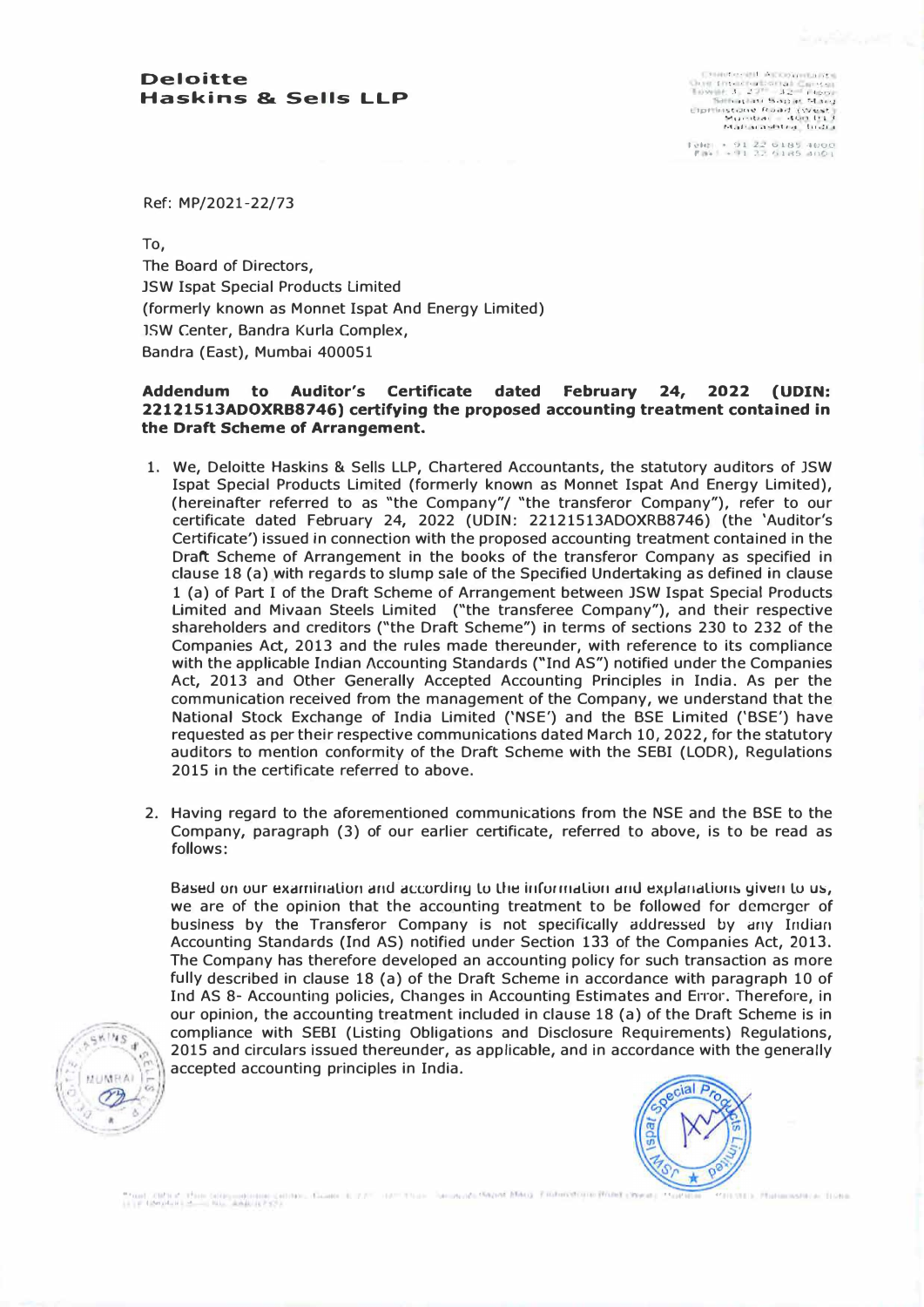**Deloitte**
**Haskins & Sells LLP**

Chartered Accountants
One International Center
Tower 3, 27th - 32nd Floor
Senapati Bapat Marg
Elphinstone Road (West)
Mumbai - 400 013
Maharashtra, India

Tel: +91 22 6185 4000
Fax: +91 22 6185 4001

Ref: MP/2021-22/73

To,
The Board of Directors,
JSW Ispat Special Products Limited
(formerly known as Monnet Ispat And Energy Limited)
JSW Center, Bandra Kurla Complex,
Bandra (East), Mumbai 400051

**Addendum to Auditor's Certificate dated February 24, 2022 (UDIN: 22121513ADOXRB8746) certifying the proposed accounting treatment contained in the Draft Scheme of Arrangement.**

1. We, Deloitte Haskins & Sells LLP, Chartered Accountants, the statutory auditors of JSW Ispat Special Products Limited (formerly known as Monnet Ispat And Energy Limited), (hereinafter referred to as "the Company"/ "the transferor Company"), refer to our certificate dated February 24, 2022 (UDIN: 22121513ADOXRB8746) (the 'Auditor's Certificate') issued in connection with the proposed accounting treatment contained in the Draft Scheme of Arrangement in the books of the transferor Company as specified in clause 18 (a) with regards to slump sale of the Specified Undertaking as defined in clause 1 (a) of Part I of the Draft Scheme of Arrangement between JSW Ispat Special Products Limited and Mivaan Steels Limited ("the transferee Company"), and their respective shareholders and creditors ("the Draft Scheme") in terms of sections 230 to 232 of the Companies Act, 2013 and the rules made thereunder, with reference to its compliance with the applicable Indian Accounting Standards ("Ind AS") notified under the Companies Act, 2013 and Other Generally Accepted Accounting Principles in India. As per the communication received from the management of the Company, we understand that the National Stock Exchange of India Limited ('NSE') and the BSE Limited ('BSE') have requested as per their respective communications dated March 10, 2022, for the statutory auditors to mention conformity of the Draft Scheme with the SEBI (LODR), Regulations 2015 in the certificate referred to above.

2. Having regard to the aforementioned communications from the NSE and the BSE to the Company, paragraph (3) of our earlier certificate, referred to above, is to be read as follows:

   Based on our examination and according to the information and explanations given to us, we are of the opinion that the accounting treatment to be followed for demerger of business by the Transferor Company is not specifically addressed by any Indian Accounting Standards (Ind AS) notified under Section 133 of the Companies Act, 2013. The Company has therefore developed an accounting policy for such transaction as more fully described in clause 18 (a) of the Draft Scheme in accordance with paragraph 10 of Ind AS 8- Accounting policies, Changes in Accounting Estimates and Error. Therefore, in our opinion, the accounting treatment included in clause 18 (a) of the Draft Scheme is in compliance with SEBI (Listing Obligations and Disclosure Requirements) Regulations, 2015 and circulars issued thereunder, as applicable, and in accordance with the generally accepted accounting principles in India.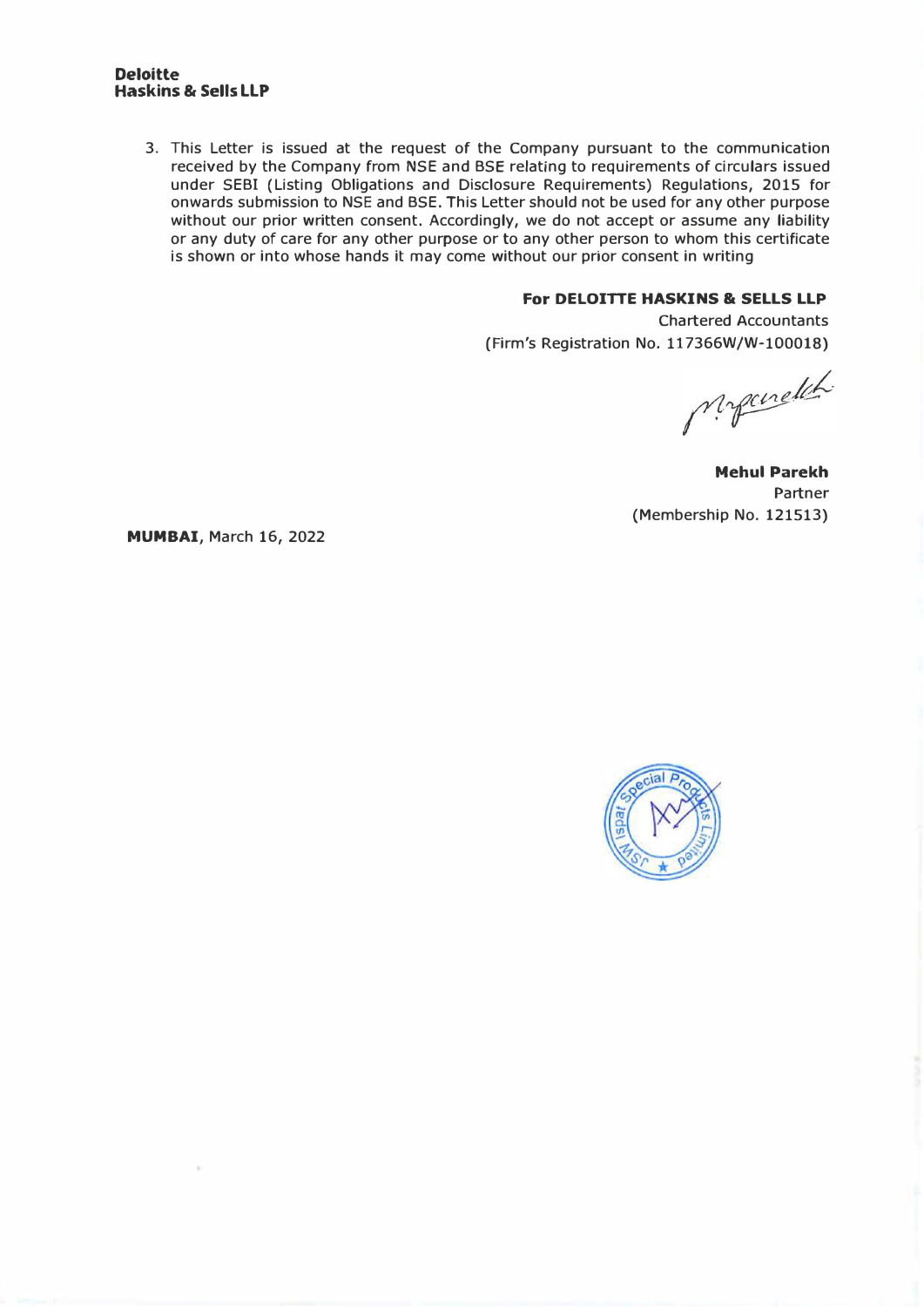**Deloitte**
**Haskins & Sells LLP**

3. This Letter is issued at the request of the Company pursuant to the communication received by the Company from NSE and BSE relating to requirements of circulars issued under SEBI (Listing Obligations and Disclosure Requirements) Regulations, 2015 for onwards submission to NSE and BSE. This Letter should not be used for any other purpose without our prior written consent. Accordingly, we do not accept or assume any liability or any duty of care for any other purpose or to any other person to whom this certificate is shown or into whose hands it may come without our prior consent in writing

**For DELOITTE HASKINS & SELLS LLP**
Chartered Accountants
(Firm's Registration No. 117366W/W-100018)

**Mehul Parekh**
Partner
(Membership No. 121513)

**MUMBAI**, March 16, 2022